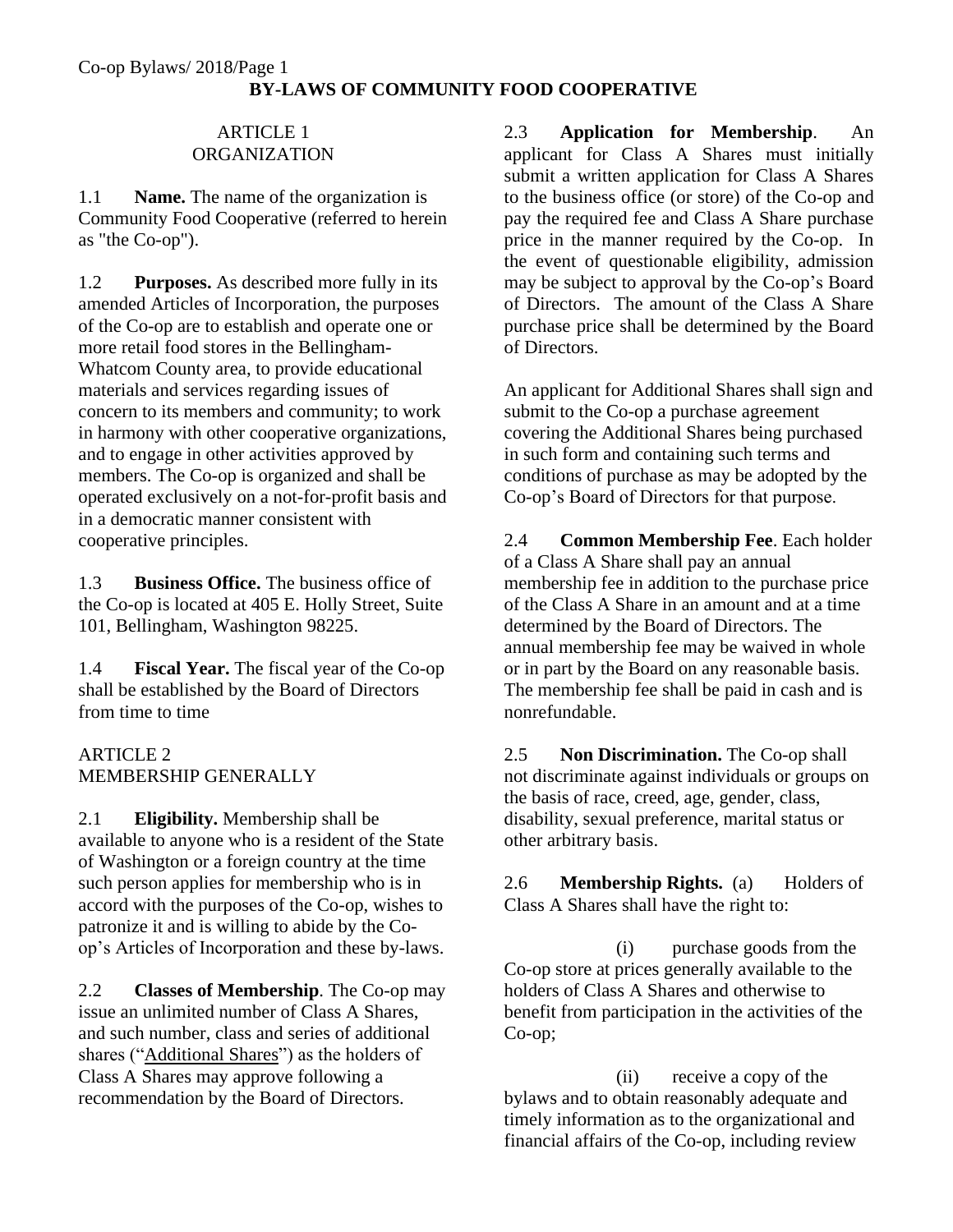# BY-LAWS OF COMMUNITY FOOD COOPERATIVE

## ARTICLE 1
## ORGANIZATION

1.1 **Name.** The name of the organization is Community Food Cooperative (referred to herein as "the Co-op").

1.2 **Purposes.** As described more fully in its amended Articles of Incorporation, the purposes of the Co-op are to establish and operate one or more retail food stores in the Bellingham-Whatcom County area, to provide educational materials and services regarding issues of concern to its members and community; to work in harmony with other cooperative organizations, and to engage in other activities approved by members. The Co-op is organized and shall be operated exclusively on a not-for-profit basis and in a democratic manner consistent with cooperative principles.

1.3 **Business Office.** The business office of the Co-op is located at 405 E. Holly Street, Suite 101, Bellingham, Washington 98225.

1.4 **Fiscal Year.** The fiscal year of the Co-op shall be established by the Board of Directors from time to time

## ARTICLE 2
## MEMBERSHIP GENERALLY

2.1 **Eligibility.** Membership shall be available to anyone who is a resident of the State of Washington or a foreign country at the time such person applies for membership who is in accord with the purposes of the Co-op, wishes to patronize it and is willing to abide by the Co-op's Articles of Incorporation and these by-laws.

2.2 **Classes of Membership**. The Co-op may issue an unlimited number of Class A Shares, and such number, class and series of additional shares ("Additional Shares") as the holders of Class A Shares may approve following a recommendation by the Board of Directors.

2.3 **Application for Membership**. An applicant for Class A Shares must initially submit a written application for Class A Shares to the business office (or store) of the Co-op and pay the required fee and Class A Share purchase price in the manner required by the Co-op. In the event of questionable eligibility, admission may be subject to approval by the Co-op's Board of Directors. The amount of the Class A Share purchase price shall be determined by the Board of Directors.

An applicant for Additional Shares shall sign and submit to the Co-op a purchase agreement covering the Additional Shares being purchased in such form and containing such terms and conditions of purchase as may be adopted by the Co-op's Board of Directors for that purpose.

2.4 **Common Membership Fee**. Each holder of a Class A Share shall pay an annual membership fee in addition to the purchase price of the Class A Share in an amount and at a time determined by the Board of Directors. The annual membership fee may be waived in whole or in part by the Board on any reasonable basis. The membership fee shall be paid in cash and is nonrefundable.

2.5 **Non Discrimination.** The Co-op shall not discriminate against individuals or groups on the basis of race, creed, age, gender, class, disability, sexual preference, marital status or other arbitrary basis.

2.6 **Membership Rights.** (a) Holders of Class A Shares shall have the right to:

(i) purchase goods from the Co-op store at prices generally available to the holders of Class A Shares and otherwise to benefit from participation in the activities of the Co-op;

(ii) receive a copy of the bylaws and to obtain reasonably adequate and timely information as to the organizational and financial affairs of the Co-op, including review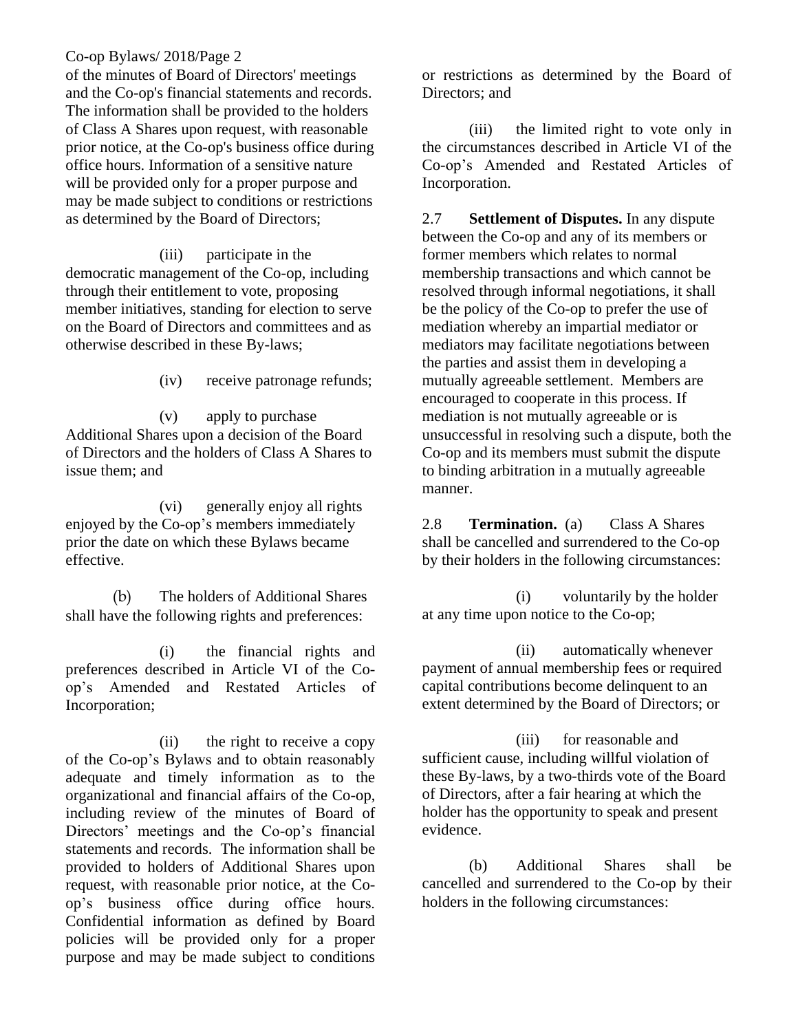of the minutes of Board of Directors' meetings and the Co-op's financial statements and records. The information shall be provided to the holders of Class A Shares upon request, with reasonable prior notice, at the Co-op's business office during office hours. Information of a sensitive nature will be provided only for a proper purpose and may be made subject to conditions or restrictions as determined by the Board of Directors;

(iii) participate in the democratic management of the Co-op, including through their entitlement to vote, proposing member initiatives, standing for election to serve on the Board of Directors and committees and as otherwise described in these By-laws;

(iv) receive patronage refunds;

(v) apply to purchase Additional Shares upon a decision of the Board of Directors and the holders of Class A Shares to issue them; and

(vi) generally enjoy all rights enjoyed by the Co-op's members immediately prior the date on which these Bylaws became effective.

(b) The holders of Additional Shares shall have the following rights and preferences:

(i) the financial rights and preferences described in Article VI of the Co-op's Amended and Restated Articles of Incorporation;

(ii) the right to receive a copy of the Co-op's Bylaws and to obtain reasonably adequate and timely information as to the organizational and financial affairs of the Co-op, including review of the minutes of Board of Directors' meetings and the Co-op's financial statements and records. The information shall be provided to holders of Additional Shares upon request, with reasonable prior notice, at the Co-op's business office during office hours. Confidential information as defined by Board policies will be provided only for a proper purpose and may be made subject to conditions or restrictions as determined by the Board of Directors; and

(iii) the limited right to vote only in the circumstances described in Article VI of the Co-op's Amended and Restated Articles of Incorporation.

2.7 **Settlement of Disputes.** In any dispute between the Co-op and any of its members or former members which relates to normal membership transactions and which cannot be resolved through informal negotiations, it shall be the policy of the Co-op to prefer the use of mediation whereby an impartial mediator or mediators may facilitate negotiations between the parties and assist them in developing a mutually agreeable settlement. Members are encouraged to cooperate in this process. If mediation is not mutually agreeable or is unsuccessful in resolving such a dispute, both the Co-op and its members must submit the dispute to binding arbitration in a mutually agreeable manner.

2.8 **Termination.** (a) Class A Shares shall be cancelled and surrendered to the Co-op by their holders in the following circumstances:

(i) voluntarily by the holder at any time upon notice to the Co-op;

(ii) automatically whenever payment of annual membership fees or required capital contributions become delinquent to an extent determined by the Board of Directors; or

(iii) for reasonable and sufficient cause, including willful violation of these By-laws, by a two-thirds vote of the Board of Directors, after a fair hearing at which the holder has the opportunity to speak and present evidence.

(b) Additional Shares shall be cancelled and surrendered to the Co-op by their holders in the following circumstances: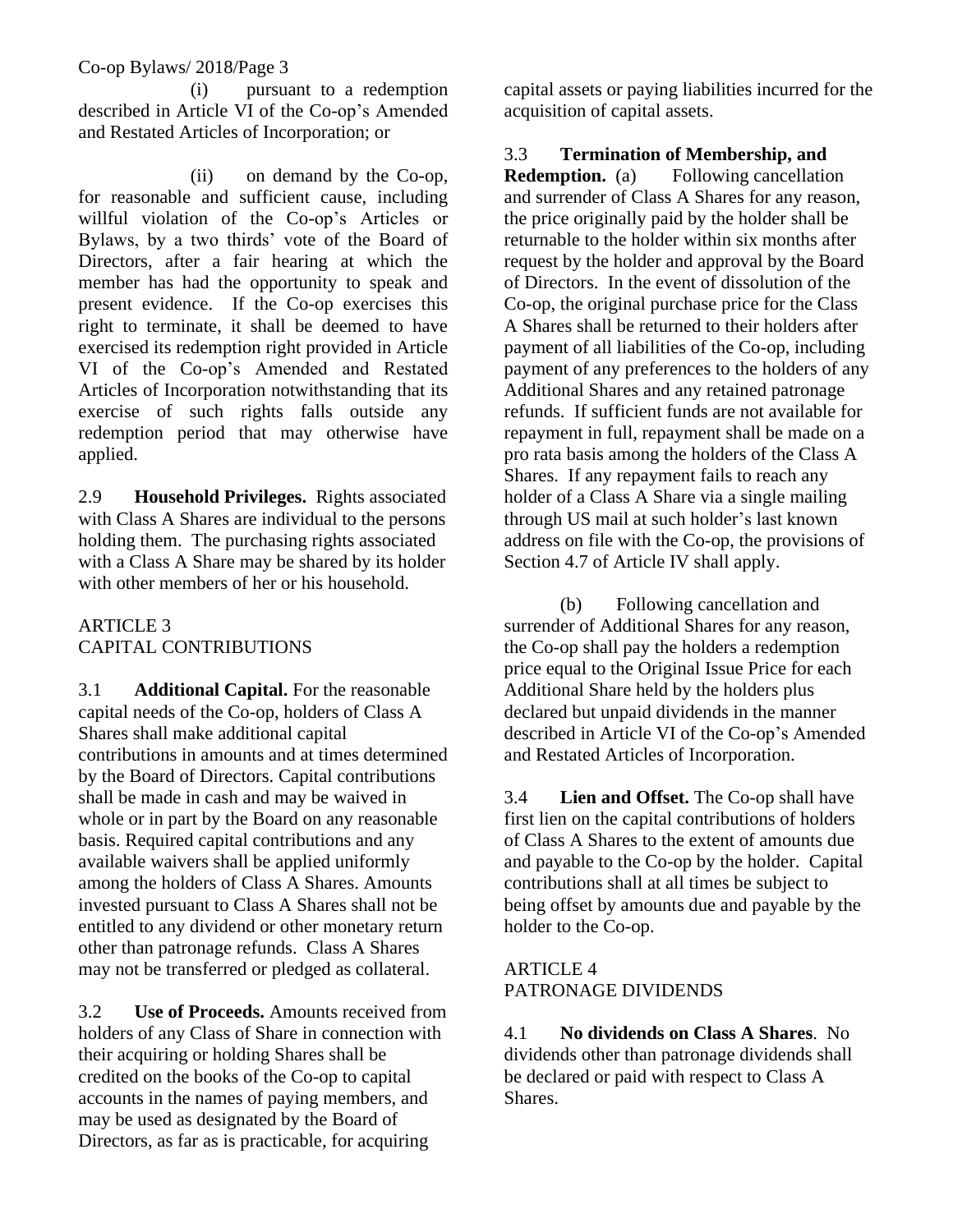(i) pursuant to a redemption described in Article VI of the Co-op's Amended and Restated Articles of Incorporation; or

(ii) on demand by the Co-op, for reasonable and sufficient cause, including willful violation of the Co-op's Articles or Bylaws, by a two thirds' vote of the Board of Directors, after a fair hearing at which the member has had the opportunity to speak and present evidence. If the Co-op exercises this right to terminate, it shall be deemed to have exercised its redemption right provided in Article VI of the Co-op's Amended and Restated Articles of Incorporation notwithstanding that its exercise of such rights falls outside any redemption period that may otherwise have applied.

2.9 **Household Privileges.** Rights associated with Class A Shares are individual to the persons holding them. The purchasing rights associated with a Class A Share may be shared by its holder with other members of her or his household.

## ARTICLE 3
## CAPITAL CONTRIBUTIONS

3.1 **Additional Capital.** For the reasonable capital needs of the Co-op, holders of Class A Shares shall make additional capital contributions in amounts and at times determined by the Board of Directors. Capital contributions shall be made in cash and may be waived in whole or in part by the Board on any reasonable basis. Required capital contributions and any available waivers shall be applied uniformly among the holders of Class A Shares. Amounts invested pursuant to Class A Shares shall not be entitled to any dividend or other monetary return other than patronage refunds. Class A Shares may not be transferred or pledged as collateral.

3.2 **Use of Proceeds.** Amounts received from holders of any Class of Share in connection with their acquiring or holding Shares shall be credited on the books of the Co-op to capital accounts in the names of paying members, and may be used as designated by the Board of Directors, as far as is practicable, for acquiring capital assets or paying liabilities incurred for the acquisition of capital assets.

3.3 **Termination of Membership, and Redemption.** (a) Following cancellation and surrender of Class A Shares for any reason, the price originally paid by the holder shall be returnable to the holder within six months after request by the holder and approval by the Board of Directors. In the event of dissolution of the Co-op, the original purchase price for the Class A Shares shall be returned to their holders after payment of all liabilities of the Co-op, including payment of any preferences to the holders of any Additional Shares and any retained patronage refunds. If sufficient funds are not available for repayment in full, repayment shall be made on a pro rata basis among the holders of the Class A Shares. If any repayment fails to reach any holder of a Class A Share via a single mailing through US mail at such holder's last known address on file with the Co-op, the provisions of Section 4.7 of Article IV shall apply.

(b) Following cancellation and surrender of Additional Shares for any reason, the Co-op shall pay the holders a redemption price equal to the Original Issue Price for each Additional Share held by the holders plus declared but unpaid dividends in the manner described in Article VI of the Co-op's Amended and Restated Articles of Incorporation.

3.4 **Lien and Offset.** The Co-op shall have first lien on the capital contributions of holders of Class A Shares to the extent of amounts due and payable to the Co-op by the holder. Capital contributions shall at all times be subject to being offset by amounts due and payable by the holder to the Co-op.

## ARTICLE 4
## PATRONAGE DIVIDENDS

4.1 **No dividends on Class A Shares**. No dividends other than patronage dividends shall be declared or paid with respect to Class A Shares.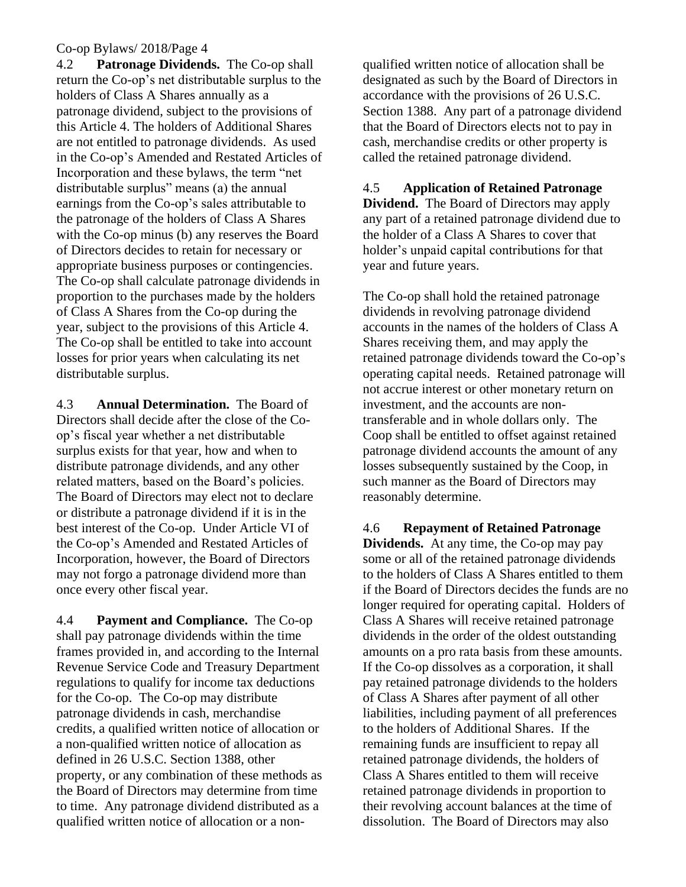4.2 **Patronage Dividends.** The Co-op shall return the Co-op's net distributable surplus to the holders of Class A Shares annually as a patronage dividend, subject to the provisions of this Article 4. The holders of Additional Shares are not entitled to patronage dividends. As used in the Co-op's Amended and Restated Articles of Incorporation and these bylaws, the term "net distributable surplus" means (a) the annual earnings from the Co-op's sales attributable to the patronage of the holders of Class A Shares with the Co-op minus (b) any reserves the Board of Directors decides to retain for necessary or appropriate business purposes or contingencies. The Co-op shall calculate patronage dividends in proportion to the purchases made by the holders of Class A Shares from the Co-op during the year, subject to the provisions of this Article 4. The Co-op shall be entitled to take into account losses for prior years when calculating its net distributable surplus.

4.3 **Annual Determination.** The Board of Directors shall decide after the close of the Co-op's fiscal year whether a net distributable surplus exists for that year, how and when to distribute patronage dividends, and any other related matters, based on the Board's policies. The Board of Directors may elect not to declare or distribute a patronage dividend if it is in the best interest of the Co-op. Under Article VI of the Co-op's Amended and Restated Articles of Incorporation, however, the Board of Directors may not forgo a patronage dividend more than once every other fiscal year.

4.4 **Payment and Compliance.** The Co-op shall pay patronage dividends within the time frames provided in, and according to the Internal Revenue Service Code and Treasury Department regulations to qualify for income tax deductions for the Co-op. The Co-op may distribute patronage dividends in cash, merchandise credits, a qualified written notice of allocation or a non-qualified written notice of allocation as defined in 26 U.S.C. Section 1388, other property, or any combination of these methods as the Board of Directors may determine from time to time. Any patronage dividend distributed as a qualified written notice of allocation or a non-qualified written notice of allocation shall be designated as such by the Board of Directors in accordance with the provisions of 26 U.S.C. Section 1388. Any part of a patronage dividend that the Board of Directors elects not to pay in cash, merchandise credits or other property is called the retained patronage dividend.

4.5 **Application of Retained Patronage Dividend.** The Board of Directors may apply any part of a retained patronage dividend due to the holder of a Class A Shares to cover that holder's unpaid capital contributions for that year and future years.

The Co-op shall hold the retained patronage dividends in revolving patronage dividend accounts in the names of the holders of Class A Shares receiving them, and may apply the retained patronage dividends toward the Co-op's operating capital needs. Retained patronage will not accrue interest or other monetary return on investment, and the accounts are non-transferable and in whole dollars only. The Coop shall be entitled to offset against retained patronage dividend accounts the amount of any losses subsequently sustained by the Coop, in such manner as the Board of Directors may reasonably determine.

4.6 **Repayment of Retained Patronage Dividends.** At any time, the Co-op may pay some or all of the retained patronage dividends to the holders of Class A Shares entitled to them if the Board of Directors decides the funds are no longer required for operating capital. Holders of Class A Shares will receive retained patronage dividends in the order of the oldest outstanding amounts on a pro rata basis from these amounts. If the Co-op dissolves as a corporation, it shall pay retained patronage dividends to the holders of Class A Shares after payment of all other liabilities, including payment of all preferences to the holders of Additional Shares. If the remaining funds are insufficient to repay all retained patronage dividends, the holders of Class A Shares entitled to them will receive retained patronage dividends in proportion to their revolving account balances at the time of dissolution. The Board of Directors may also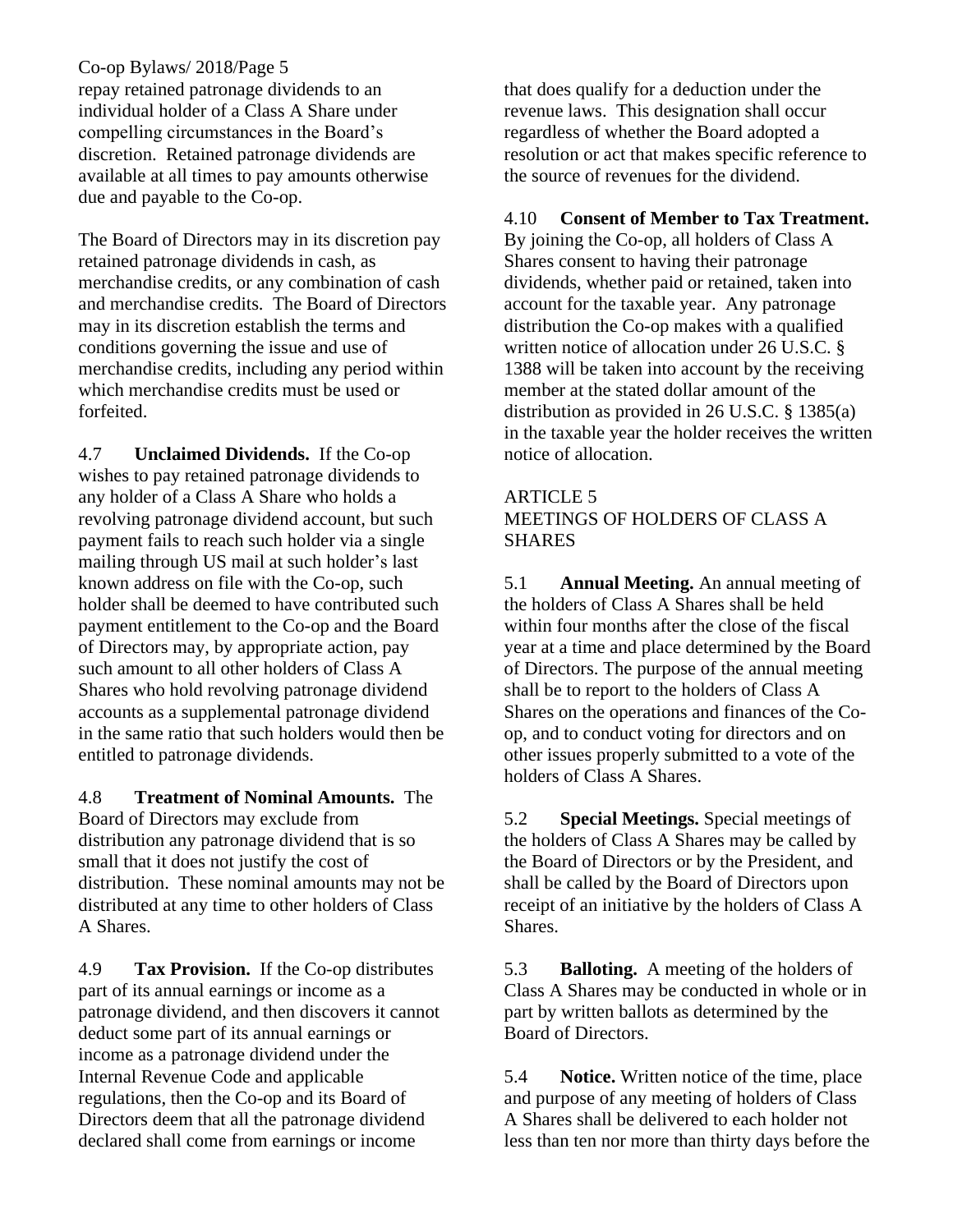repay retained patronage dividends to an individual holder of a Class A Share under compelling circumstances in the Board's discretion. Retained patronage dividends are available at all times to pay amounts otherwise due and payable to the Co-op.

The Board of Directors may in its discretion pay retained patronage dividends in cash, as merchandise credits, or any combination of cash and merchandise credits. The Board of Directors may in its discretion establish the terms and conditions governing the issue and use of merchandise credits, including any period within which merchandise credits must be used or forfeited.

4.7 **Unclaimed Dividends.** If the Co-op wishes to pay retained patronage dividends to any holder of a Class A Share who holds a revolving patronage dividend account, but such payment fails to reach such holder via a single mailing through US mail at such holder's last known address on file with the Co-op, such holder shall be deemed to have contributed such payment entitlement to the Co-op and the Board of Directors may, by appropriate action, pay such amount to all other holders of Class A Shares who hold revolving patronage dividend accounts as a supplemental patronage dividend in the same ratio that such holders would then be entitled to patronage dividends.

4.8 **Treatment of Nominal Amounts.** The Board of Directors may exclude from distribution any patronage dividend that is so small that it does not justify the cost of distribution. These nominal amounts may not be distributed at any time to other holders of Class A Shares.

4.9 **Tax Provision.** If the Co-op distributes part of its annual earnings or income as a patronage dividend, and then discovers it cannot deduct some part of its annual earnings or income as a patronage dividend under the Internal Revenue Code and applicable regulations, then the Co-op and its Board of Directors deem that all the patronage dividend declared shall come from earnings or income that does qualify for a deduction under the revenue laws. This designation shall occur regardless of whether the Board adopted a resolution or act that makes specific reference to the source of revenues for the dividend.

4.10 **Consent of Member to Tax Treatment.** By joining the Co-op, all holders of Class A Shares consent to having their patronage dividends, whether paid or retained, taken into account for the taxable year. Any patronage distribution the Co-op makes with a qualified written notice of allocation under 26 U.S.C. § 1388 will be taken into account by the receiving member at the stated dollar amount of the distribution as provided in 26 U.S.C. § 1385(a) in the taxable year the holder receives the written notice of allocation.

## ARTICLE 5
## MEETINGS OF HOLDERS OF CLASS A SHARES

5.1 **Annual Meeting.** An annual meeting of the holders of Class A Shares shall be held within four months after the close of the fiscal year at a time and place determined by the Board of Directors. The purpose of the annual meeting shall be to report to the holders of Class A Shares on the operations and finances of the Co-op, and to conduct voting for directors and on other issues properly submitted to a vote of the holders of Class A Shares.

5.2 **Special Meetings.** Special meetings of the holders of Class A Shares may be called by the Board of Directors or by the President, and shall be called by the Board of Directors upon receipt of an initiative by the holders of Class A Shares.

5.3 **Balloting.** A meeting of the holders of Class A Shares may be conducted in whole or in part by written ballots as determined by the Board of Directors.

5.4 **Notice.** Written notice of the time, place and purpose of any meeting of holders of Class A Shares shall be delivered to each holder not less than ten nor more than thirty days before the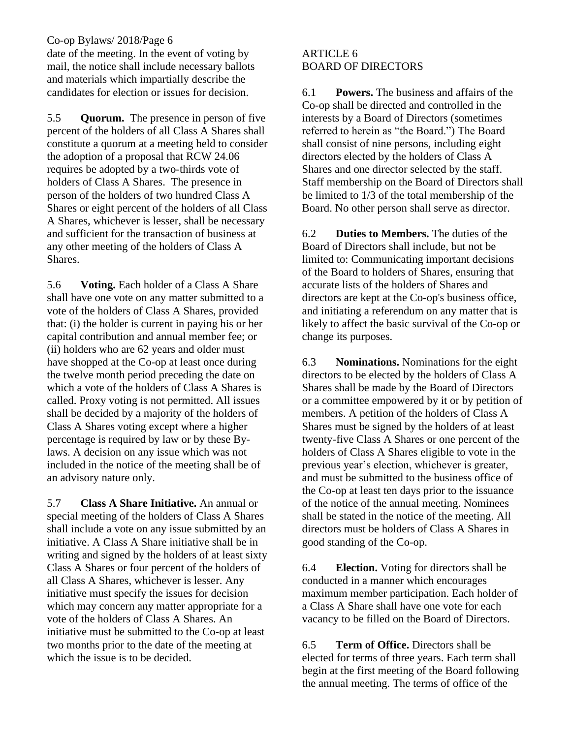date of the meeting. In the event of voting by mail, the notice shall include necessary ballots and materials which impartially describe the candidates for election or issues for decision.

5.5 **Quorum.** The presence in person of five percent of the holders of all Class A Shares shall constitute a quorum at a meeting held to consider the adoption of a proposal that RCW 24.06 requires be adopted by a two-thirds vote of holders of Class A Shares. The presence in person of the holders of two hundred Class A Shares or eight percent of the holders of all Class A Shares, whichever is lesser, shall be necessary and sufficient for the transaction of business at any other meeting of the holders of Class A Shares.

5.6 **Voting.** Each holder of a Class A Share shall have one vote on any matter submitted to a vote of the holders of Class A Shares, provided that: (i) the holder is current in paying his or her capital contribution and annual member fee; or (ii) holders who are 62 years and older must have shopped at the Co-op at least once during the twelve month period preceding the date on which a vote of the holders of Class A Shares is called. Proxy voting is not permitted. All issues shall be decided by a majority of the holders of Class A Shares voting except where a higher percentage is required by law or by these By-laws. A decision on any issue which was not included in the notice of the meeting shall be of an advisory nature only.

5.7 **Class A Share Initiative.** An annual or special meeting of the holders of Class A Shares shall include a vote on any issue submitted by an initiative. A Class A Share initiative shall be in writing and signed by the holders of at least sixty Class A Shares or four percent of the holders of all Class A Shares, whichever is lesser. Any initiative must specify the issues for decision which may concern any matter appropriate for a vote of the holders of Class A Shares. An initiative must be submitted to the Co-op at least two months prior to the date of the meeting at which the issue is to be decided.

## ARTICLE 6
## BOARD OF DIRECTORS

6.1 **Powers.** The business and affairs of the Co-op shall be directed and controlled in the interests by a Board of Directors (sometimes referred to herein as "the Board.") The Board shall consist of nine persons, including eight directors elected by the holders of Class A Shares and one director selected by the staff. Staff membership on the Board of Directors shall be limited to 1/3 of the total membership of the Board. No other person shall serve as director.

6.2 **Duties to Members.** The duties of the Board of Directors shall include, but not be limited to: Communicating important decisions of the Board to holders of Shares, ensuring that accurate lists of the holders of Shares and directors are kept at the Co-op's business office, and initiating a referendum on any matter that is likely to affect the basic survival of the Co-op or change its purposes.

6.3 **Nominations.** Nominations for the eight directors to be elected by the holders of Class A Shares shall be made by the Board of Directors or a committee empowered by it or by petition of members. A petition of the holders of Class A Shares must be signed by the holders of at least twenty-five Class A Shares or one percent of the holders of Class A Shares eligible to vote in the previous year's election, whichever is greater, and must be submitted to the business office of the Co-op at least ten days prior to the issuance of the notice of the annual meeting. Nominees shall be stated in the notice of the meeting. All directors must be holders of Class A Shares in good standing of the Co-op.

6.4 **Election.** Voting for directors shall be conducted in a manner which encourages maximum member participation. Each holder of a Class A Share shall have one vote for each vacancy to be filled on the Board of Directors.

6.5 **Term of Office.** Directors shall be elected for terms of three years. Each term shall begin at the first meeting of the Board following the annual meeting. The terms of office of the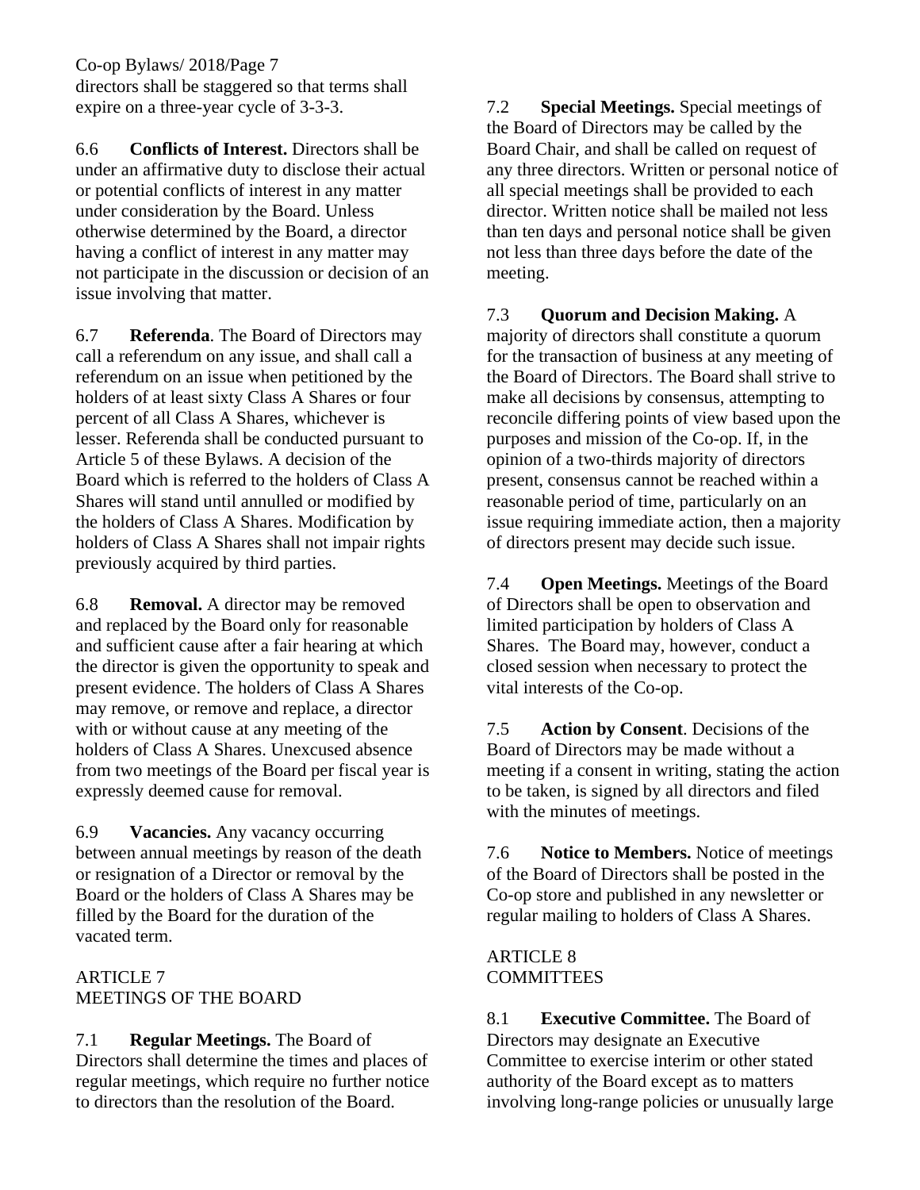directors shall be staggered so that terms shall expire on a three-year cycle of 3-3-3.

6.6 **Conflicts of Interest.** Directors shall be under an affirmative duty to disclose their actual or potential conflicts of interest in any matter under consideration by the Board. Unless otherwise determined by the Board, a director having a conflict of interest in any matter may not participate in the discussion or decision of an issue involving that matter.

6.7 **Referenda**. The Board of Directors may call a referendum on any issue, and shall call a referendum on an issue when petitioned by the holders of at least sixty Class A Shares or four percent of all Class A Shares, whichever is lesser. Referenda shall be conducted pursuant to Article 5 of these Bylaws. A decision of the Board which is referred to the holders of Class A Shares will stand until annulled or modified by the holders of Class A Shares. Modification by holders of Class A Shares shall not impair rights previously acquired by third parties.

6.8 **Removal.** A director may be removed and replaced by the Board only for reasonable and sufficient cause after a fair hearing at which the director is given the opportunity to speak and present evidence. The holders of Class A Shares may remove, or remove and replace, a director with or without cause at any meeting of the holders of Class A Shares. Unexcused absence from two meetings of the Board per fiscal year is expressly deemed cause for removal.

6.9 **Vacancies.** Any vacancy occurring between annual meetings by reason of the death or resignation of a Director or removal by the Board or the holders of Class A Shares may be filled by the Board for the duration of the vacated term.

## ARTICLE 7
## MEETINGS OF THE BOARD

7.1 **Regular Meetings.** The Board of Directors shall determine the times and places of regular meetings, which require no further notice to directors than the resolution of the Board.

7.2 **Special Meetings.** Special meetings of the Board of Directors may be called by the Board Chair, and shall be called on request of any three directors. Written or personal notice of all special meetings shall be provided to each director. Written notice shall be mailed not less than ten days and personal notice shall be given not less than three days before the date of the meeting.

7.3 **Quorum and Decision Making.** A majority of directors shall constitute a quorum for the transaction of business at any meeting of the Board of Directors. The Board shall strive to make all decisions by consensus, attempting to reconcile differing points of view based upon the purposes and mission of the Co-op. If, in the opinion of a two-thirds majority of directors present, consensus cannot be reached within a reasonable period of time, particularly on an issue requiring immediate action, then a majority of directors present may decide such issue.

7.4 **Open Meetings.** Meetings of the Board of Directors shall be open to observation and limited participation by holders of Class A Shares. The Board may, however, conduct a closed session when necessary to protect the vital interests of the Co-op.

7.5 **Action by Consent**. Decisions of the Board of Directors may be made without a meeting if a consent in writing, stating the action to be taken, is signed by all directors and filed with the minutes of meetings.

7.6 **Notice to Members.** Notice of meetings of the Board of Directors shall be posted in the Co-op store and published in any newsletter or regular mailing to holders of Class A Shares.

## ARTICLE 8
## COMMITTEES

8.1 **Executive Committee.** The Board of Directors may designate an Executive Committee to exercise interim or other stated authority of the Board except as to matters involving long-range policies or unusually large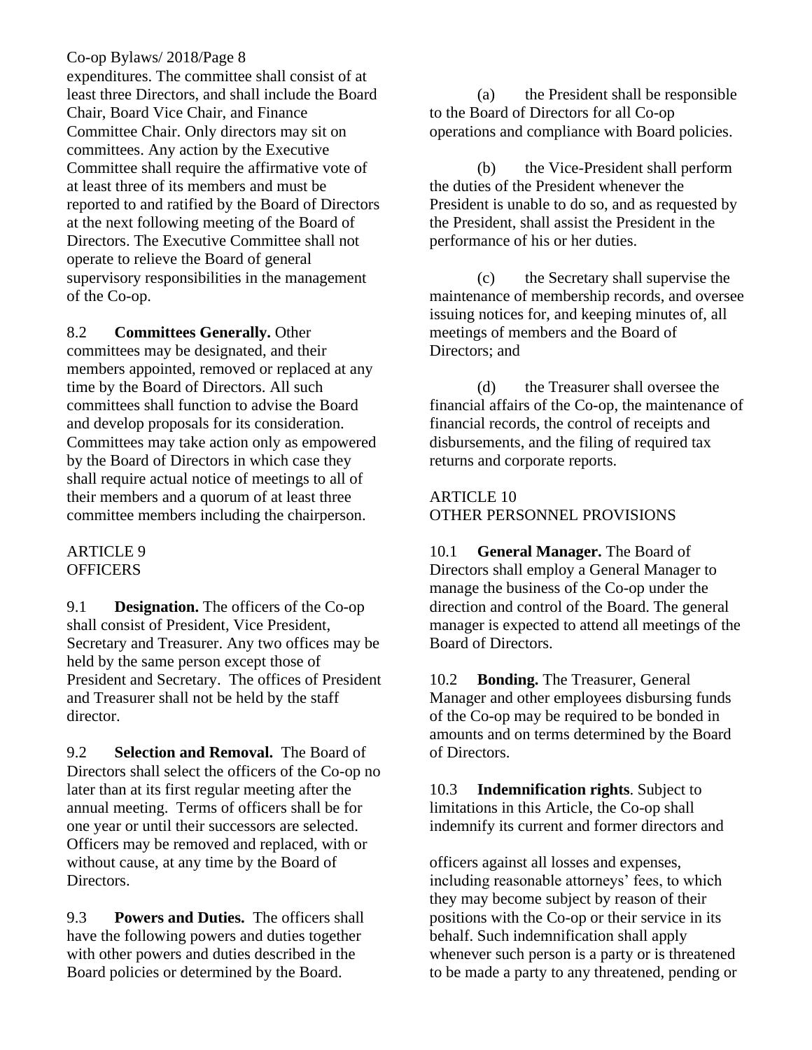expenditures. The committee shall consist of at least three Directors, and shall include the Board Chair, Board Vice Chair, and Finance Committee Chair. Only directors may sit on committees. Any action by the Executive Committee shall require the affirmative vote of at least three of its members and must be reported to and ratified by the Board of Directors at the next following meeting of the Board of Directors. The Executive Committee shall not operate to relieve the Board of general supervisory responsibilities in the management of the Co-op.

8.2 **Committees Generally.** Other committees may be designated, and their members appointed, removed or replaced at any time by the Board of Directors. All such committees shall function to advise the Board and develop proposals for its consideration. Committees may take action only as empowered by the Board of Directors in which case they shall require actual notice of meetings to all of their members and a quorum of at least three committee members including the chairperson.

## ARTICLE 9
## OFFICERS

9.1 **Designation.** The officers of the Co-op shall consist of President, Vice President, Secretary and Treasurer. Any two offices may be held by the same person except those of President and Secretary. The offices of President and Treasurer shall not be held by the staff director.

9.2 **Selection and Removal.** The Board of Directors shall select the officers of the Co-op no later than at its first regular meeting after the annual meeting. Terms of officers shall be for one year or until their successors are selected. Officers may be removed and replaced, with or without cause, at any time by the Board of Directors.

9.3 **Powers and Duties.** The officers shall have the following powers and duties together with other powers and duties described in the Board policies or determined by the Board.

(a) the President shall be responsible to the Board of Directors for all Co-op operations and compliance with Board policies.

(b) the Vice-President shall perform the duties of the President whenever the President is unable to do so, and as requested by the President, shall assist the President in the performance of his or her duties.

(c) the Secretary shall supervise the maintenance of membership records, and oversee issuing notices for, and keeping minutes of, all meetings of members and the Board of Directors; and

(d) the Treasurer shall oversee the financial affairs of the Co-op, the maintenance of financial records, the control of receipts and disbursements, and the filing of required tax returns and corporate reports.

## ARTICLE 10
## OTHER PERSONNEL PROVISIONS

10.1 **General Manager.** The Board of Directors shall employ a General Manager to manage the business of the Co-op under the direction and control of the Board. The general manager is expected to attend all meetings of the Board of Directors.

10.2 **Bonding.** The Treasurer, General Manager and other employees disbursing funds of the Co-op may be required to be bonded in amounts and on terms determined by the Board of Directors.

10.3 **Indemnification rights**. Subject to limitations in this Article, the Co-op shall indemnify its current and former directors and officers against all losses and expenses, including reasonable attorneys' fees, to which they may become subject by reason of their positions with the Co-op or their service in its behalf. Such indemnification shall apply whenever such person is a party or is threatened to be made a party to any threatened, pending or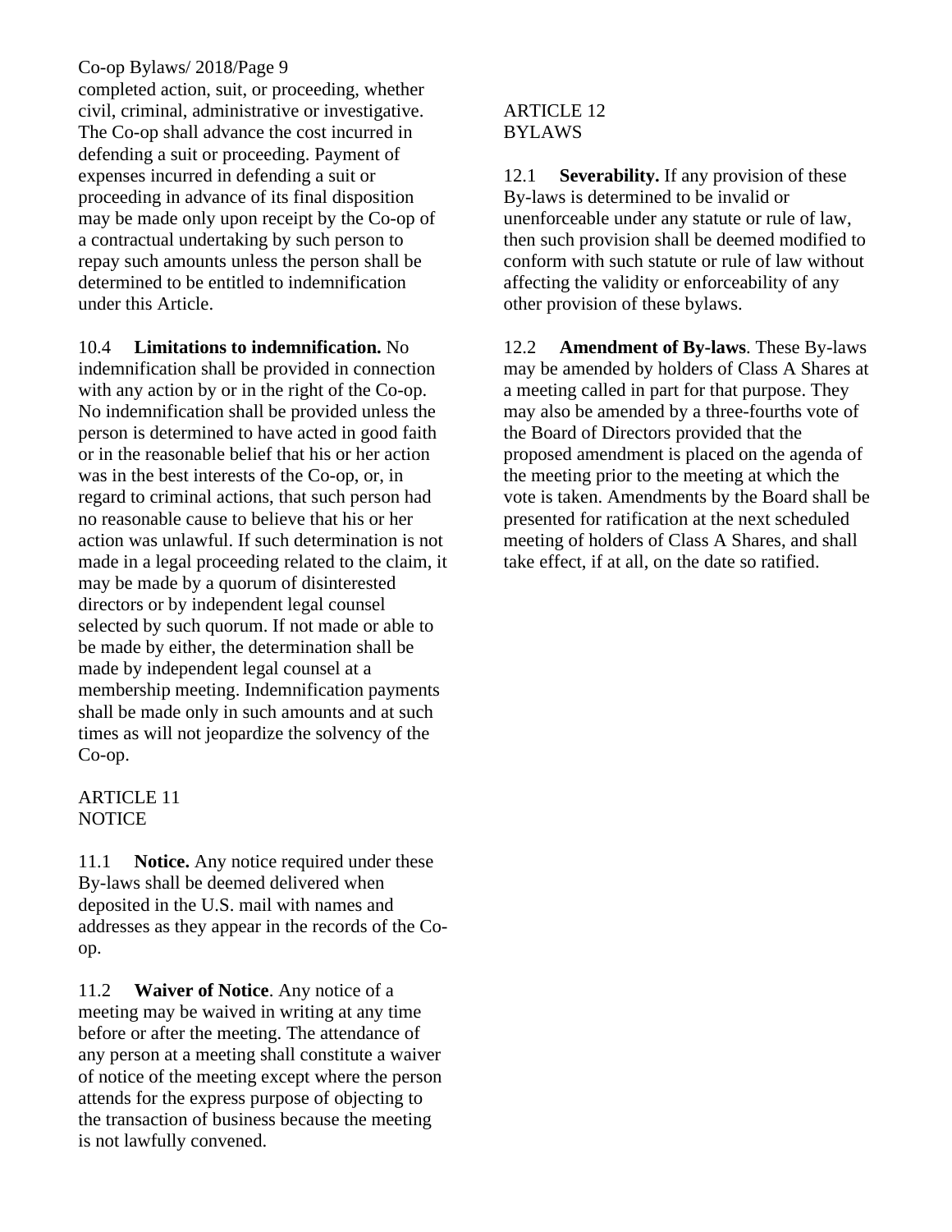completed action, suit, or proceeding, whether civil, criminal, administrative or investigative. The Co-op shall advance the cost incurred in defending a suit or proceeding. Payment of expenses incurred in defending a suit or proceeding in advance of its final disposition may be made only upon receipt by the Co-op of a contractual undertaking by such person to repay such amounts unless the person shall be determined to be entitled to indemnification under this Article.

10.4 **Limitations to indemnification.** No indemnification shall be provided in connection with any action by or in the right of the Co-op. No indemnification shall be provided unless the person is determined to have acted in good faith or in the reasonable belief that his or her action was in the best interests of the Co-op, or, in regard to criminal actions, that such person had no reasonable cause to believe that his or her action was unlawful. If such determination is not made in a legal proceeding related to the claim, it may be made by a quorum of disinterested directors or by independent legal counsel selected by such quorum. If not made or able to be made by either, the determination shall be made by independent legal counsel at a membership meeting. Indemnification payments shall be made only in such amounts and at such times as will not jeopardize the solvency of the Co-op.

## ARTICLE 11
## NOTICE

11.1 **Notice.** Any notice required under these By-laws shall be deemed delivered when deposited in the U.S. mail with names and addresses as they appear in the records of the Co-op.

11.2 **Waiver of Notice**. Any notice of a meeting may be waived in writing at any time before or after the meeting. The attendance of any person at a meeting shall constitute a waiver of notice of the meeting except where the person attends for the express purpose of objecting to the transaction of business because the meeting is not lawfully convened.

## ARTICLE 12
## BYLAWS

12.1 **Severability.** If any provision of these By-laws is determined to be invalid or unenforceable under any statute or rule of law, then such provision shall be deemed modified to conform with such statute or rule of law without affecting the validity or enforceability of any other provision of these bylaws.

12.2 **Amendment of By-laws**. These By-laws may be amended by holders of Class A Shares at a meeting called in part for that purpose. They may also be amended by a three-fourths vote of the Board of Directors provided that the proposed amendment is placed on the agenda of the meeting prior to the meeting at which the vote is taken. Amendments by the Board shall be presented for ratification at the next scheduled meeting of holders of Class A Shares, and shall take effect, if at all, on the date so ratified.